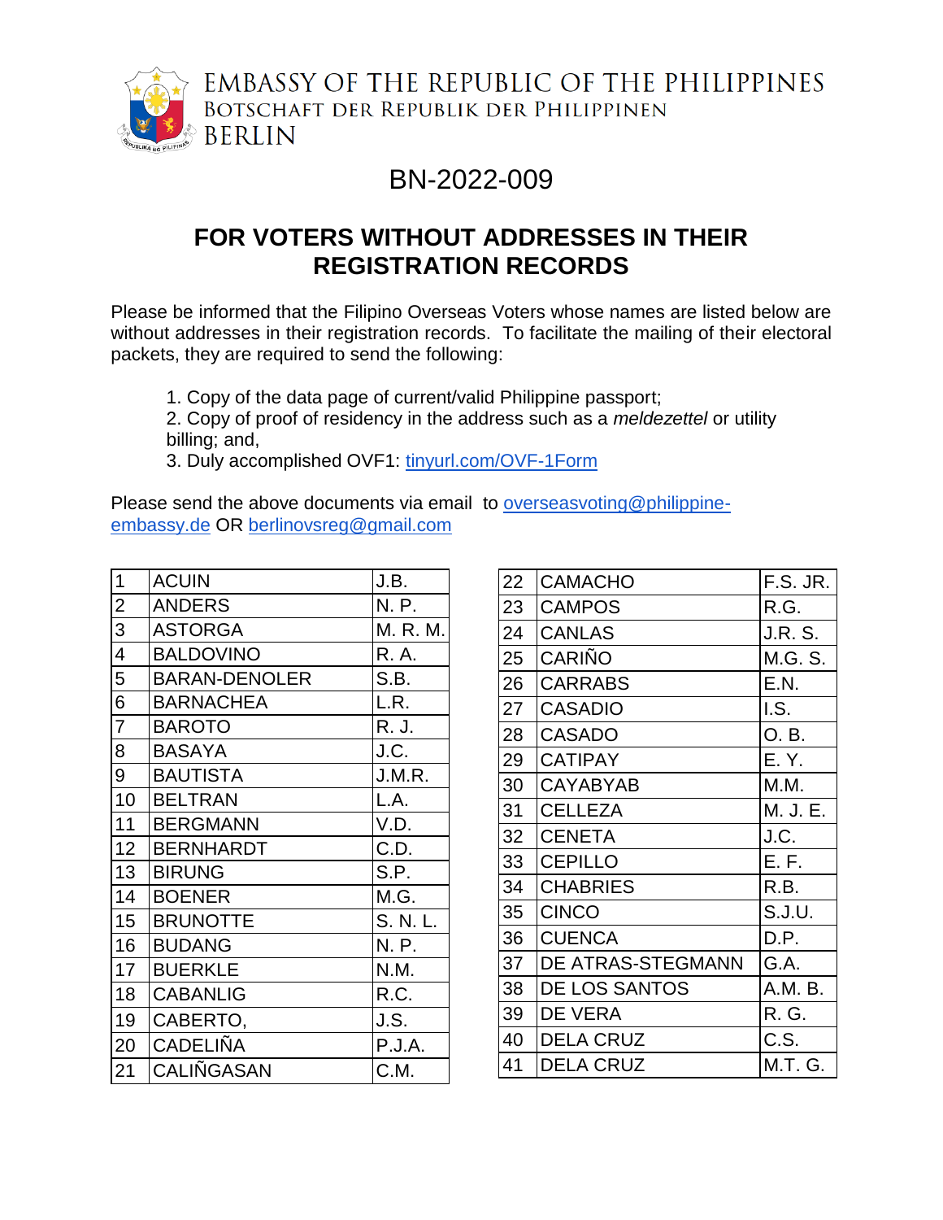EMBASSY OF THE REPUBLIC OF THE PHILIPPINES
BOTSCHAFT DER REPUBLIK DER PHILIPPINEN
BERLIN

BN-2022-009

# FOR VOTERS WITHOUT ADDRESSES IN THEIR REGISTRATION RECORDS

Please be informed that the Filipino Overseas Voters whose names are listed below are without addresses in their registration records. To facilitate the mailing of their electoral packets, they are required to send the following:

1. Copy of the data page of current/valid Philippine passport;
2. Copy of proof of residency in the address such as a *meldezettel* or utility billing; and,
3. Duly accomplished OVF1: tinyurl.com/OVF-1Form

Please send the above documents via email to overseasvoting@philippine-embassy.de OR berlinovsreg@gmail.com

| | | |
|---|---|---|
| 1 | ACUIN | J.B. |
| 2 | ANDERS | N. P. |
| 3 | ASTORGA | M. R. M. |
| 4 | BALDOVINO | R. A. |
| 5 | BARAN-DENOLER | S.B. |
| 6 | BARNACHEA | L.R. |
| 7 | BAROTO | R. J. |
| 8 | BASAYA | J.C. |
| 9 | BAUTISTA | J.M.R. |
| 10 | BELTRAN | L.A. |
| 11 | BERGMANN | V.D. |
| 12 | BERNHARDT | C.D. |
| 13 | BIRUNG | S.P. |
| 14 | BOENER | M.G. |
| 15 | BRUNOTTE | S. N. L. |
| 16 | BUDANG | N. P. |
| 17 | BUERKLE | N.M. |
| 18 | CABANLIG | R.C. |
| 19 | CABERTO, | J.S. |
| 20 | CADELIÑA | P.J.A. |
| 21 | CALIÑGASAN | C.M. |
| 22 | CAMACHO | F.S. JR. |
| 23 | CAMPOS | R.G. |
| 24 | CANLAS | J.R. S. |
| 25 | CARIÑO | M.G. S. |
| 26 | CARRABS | E.N. |
| 27 | CASADIO | I.S. |
| 28 | CASADO | O. B. |
| 29 | CATIPAY | E. Y. |
| 30 | CAYABYAB | M.M. |
| 31 | CELLEZA | M. J. E. |
| 32 | CENETA | J.C. |
| 33 | CEPILLO | E. F. |
| 34 | CHABRIES | R.B. |
| 35 | CINCO | S.J.U. |
| 36 | CUENCA | D.P. |
| 37 | DE ATRAS-STEGMANN | G.A. |
| 38 | DE LOS SANTOS | A.M. B. |
| 39 | DE VERA | R. G. |
| 40 | DELA CRUZ | C.S. |
| 41 | DELA CRUZ | M.T. G. |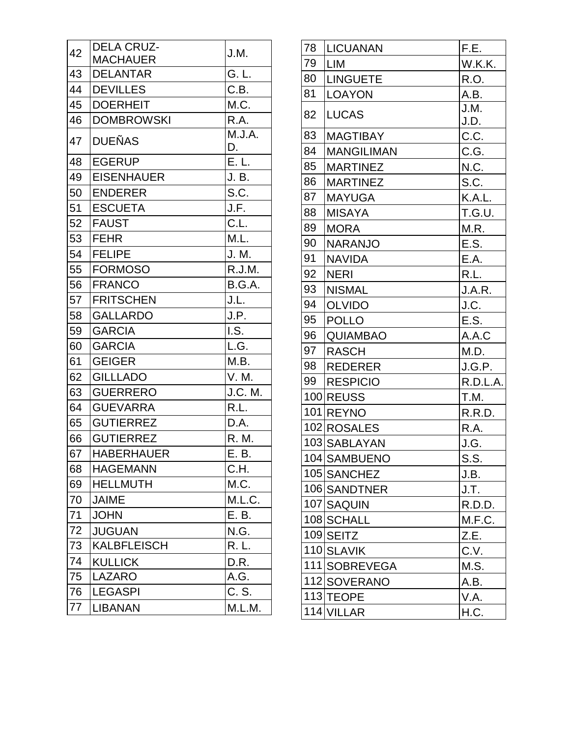| | | |
|---|---|---|
| 42 | DELA CRUZ-MACHAUER | J.M. |
| 43 | DELANTAR | G. L. |
| 44 | DEVILLES | C.B. |
| 45 | DOERHEIT | M.C. |
| 46 | DOMBROWSKI | R.A. |
| 47 | DUEÑAS | M.J.A. D. |
| 48 | EGERUP | E. L. |
| 49 | EISENHAUER | J. B. |
| 50 | ENDERER | S.C. |
| 51 | ESCUETA | J.F. |
| 52 | FAUST | C.L. |
| 53 | FEHR | M.L. |
| 54 | FELIPE | J. M. |
| 55 | FORMOSO | R.J.M. |
| 56 | FRANCO | B.G.A. |
| 57 | FRITSCHEN | J.L. |
| 58 | GALLARDO | J.P. |
| 59 | GARCIA | I.S. |
| 60 | GARCIA | L.G. |
| 61 | GEIGER | M.B. |
| 62 | GILLLADO | V. M. |
| 63 | GUERRERO | J.C. M. |
| 64 | GUEVARRA | R.L. |
| 65 | GUTIERREZ | D.A. |
| 66 | GUTIERREZ | R. M. |
| 67 | HABERHAUER | E. B. |
| 68 | HAGEMANN | C.H. |
| 69 | HELLMUTH | M.C. |
| 70 | JAIME | M.L.C. |
| 71 | JOHN | E. B. |
| 72 | JUGUAN | N.G. |
| 73 | KALBFLEISCH | R. L. |
| 74 | KULLICK | D.R. |
| 75 | LAZARO | A.G. |
| 76 | LEGASPI | C. S. |
| 77 | LIBANAN | M.L.M. |
| 78 | LICUANAN | F.E. |
| 79 | LIM | W.K.K. |
| 80 | LINGUETE | R.O. |
| 81 | LOAYON | A.B. |
| 82 | LUCAS | J.M. J.D. |
| 83 | MAGTIBAY | C.C. |
| 84 | MANGILIMAN | C.G. |
| 85 | MARTINEZ | N.C. |
| 86 | MARTINEZ | S.C. |
| 87 | MAYUGA | K.A.L. |
| 88 | MISAYA | T.G.U. |
| 89 | MORA | M.R. |
| 90 | NARANJO | E.S. |
| 91 | NAVIDA | E.A. |
| 92 | NERI | R.L. |
| 93 | NISMAL | J.A.R. |
| 94 | OLVIDO | J.C. |
| 95 | POLLO | E.S. |
| 96 | QUIAMBAO | A.A.C |
| 97 | RASCH | M.D. |
| 98 | REDERER | J.G.P. |
| 99 | RESPICIO | R.D.L.A. |
| 100 | REUSS | T.M. |
| 101 | REYNO | R.R.D. |
| 102 | ROSALES | R.A. |
| 103 | SABLAYAN | J.G. |
| 104 | SAMBUENO | S.S. |
| 105 | SANCHEZ | J.B. |
| 106 | SANDTNER | J.T. |
| 107 | SAQUIN | R.D.D. |
| 108 | SCHALL | M.F.C. |
| 109 | SEITZ | Z.E. |
| 110 | SLAVIK | C.V. |
| 111 | SOBREVEGA | M.S. |
| 112 | SOVERANO | A.B. |
| 113 | TEOPE | V.A. |
| 114 | VILLAR | H.C. |